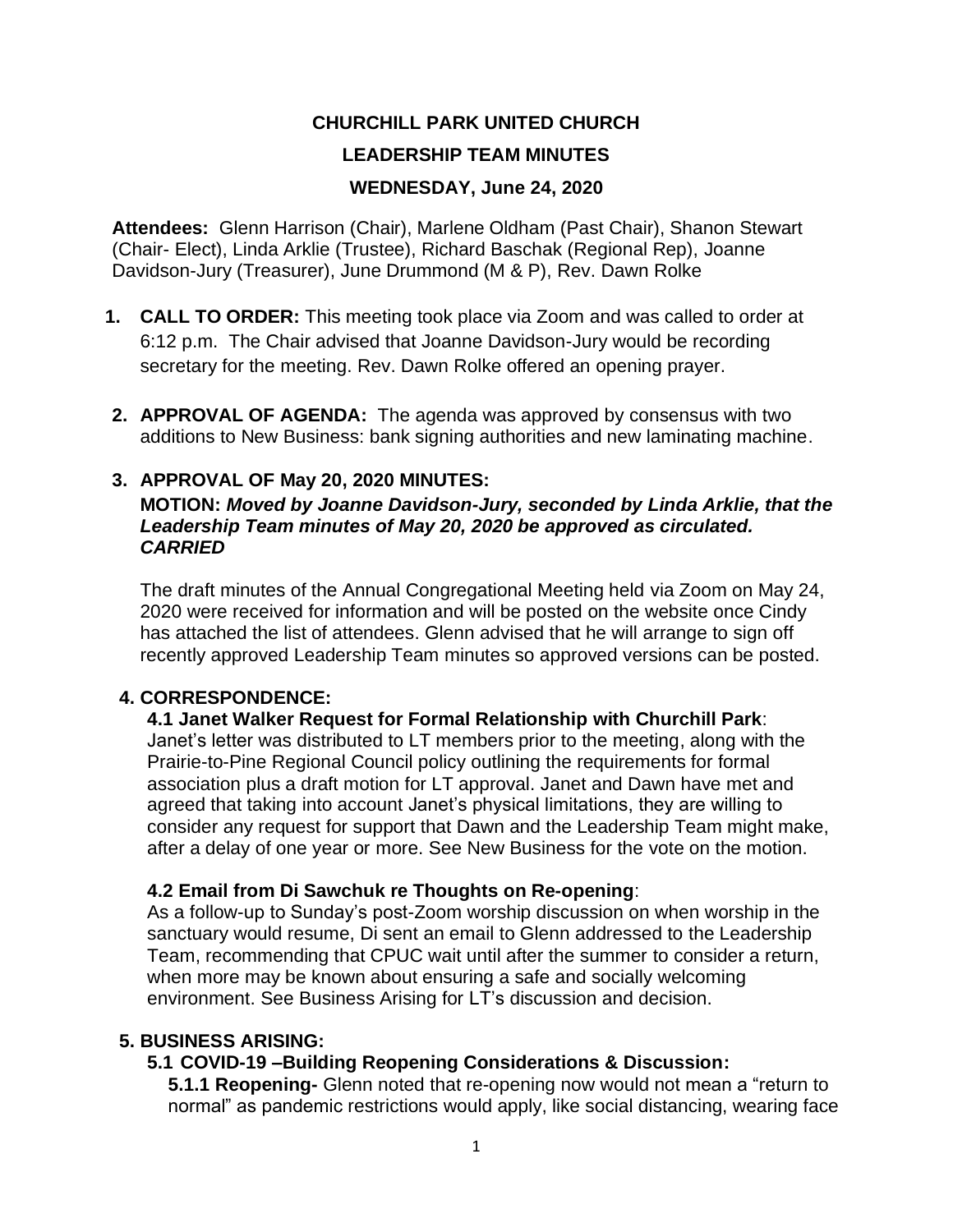# CHURCHILL PARK UNITED CHURCH

## LEADERSHIP TEAM MINUTES

### WEDNESDAY, June 24, 2020

**Attendees:** Glenn Harrison (Chair), Marlene Oldham (Past Chair), Shanon Stewart (Chair- Elect), Linda Arklie (Trustee), Richard Baschak (Regional Rep), Joanne Davidson-Jury (Treasurer), June Drummond (M & P), Rev. Dawn Rolke

1. **CALL TO ORDER:** This meeting took place via Zoom and was called to order at 6:12 p.m. The Chair advised that Joanne Davidson-Jury would be recording secretary for the meeting. Rev. Dawn Rolke offered an opening prayer.

2. **APPROVAL OF AGENDA:** The agenda was approved by consensus with two additions to New Business: bank signing authorities and new laminating machine.

3. **APPROVAL OF May 20, 2020 MINUTES:**

   **MOTION:** ***Moved by Joanne Davidson-Jury, seconded by Linda Arklie, that the Leadership Team minutes of May 20, 2020 be approved as circulated. CARRIED***

   The draft minutes of the Annual Congregational Meeting held via Zoom on May 24, 2020 were received for information and will be posted on the website once Cindy has attached the list of attendees. Glenn advised that he will arrange to sign off recently approved Leadership Team minutes so approved versions can be posted.

4. **CORRESPONDENCE:**

   **4.1 Janet Walker Request for Formal Relationship with Churchill Park**:
   Janet's letter was distributed to LT members prior to the meeting, along with the Prairie-to-Pine Regional Council policy outlining the requirements for formal association plus a draft motion for LT approval. Janet and Dawn have met and agreed that taking into account Janet's physical limitations, they are willing to consider any request for support that Dawn and the Leadership Team might make, after a delay of one year or more. See New Business for the vote on the motion.

   **4.2 Email from Di Sawchuk re Thoughts on Re-opening**:
   As a follow-up to Sunday's post-Zoom worship discussion on when worship in the sanctuary would resume, Di sent an email to Glenn addressed to the Leadership Team, recommending that CPUC wait until after the summer to consider a return, when more may be known about ensuring a safe and socially welcoming environment. See Business Arising for LT's discussion and decision.

5. **BUSINESS ARISING:**

   **5.1 COVID-19 –Building Reopening Considerations & Discussion:**

   **5.1.1 Reopening-** Glenn noted that re-opening now would not mean a "return to normal" as pandemic restrictions would apply, like social distancing, wearing face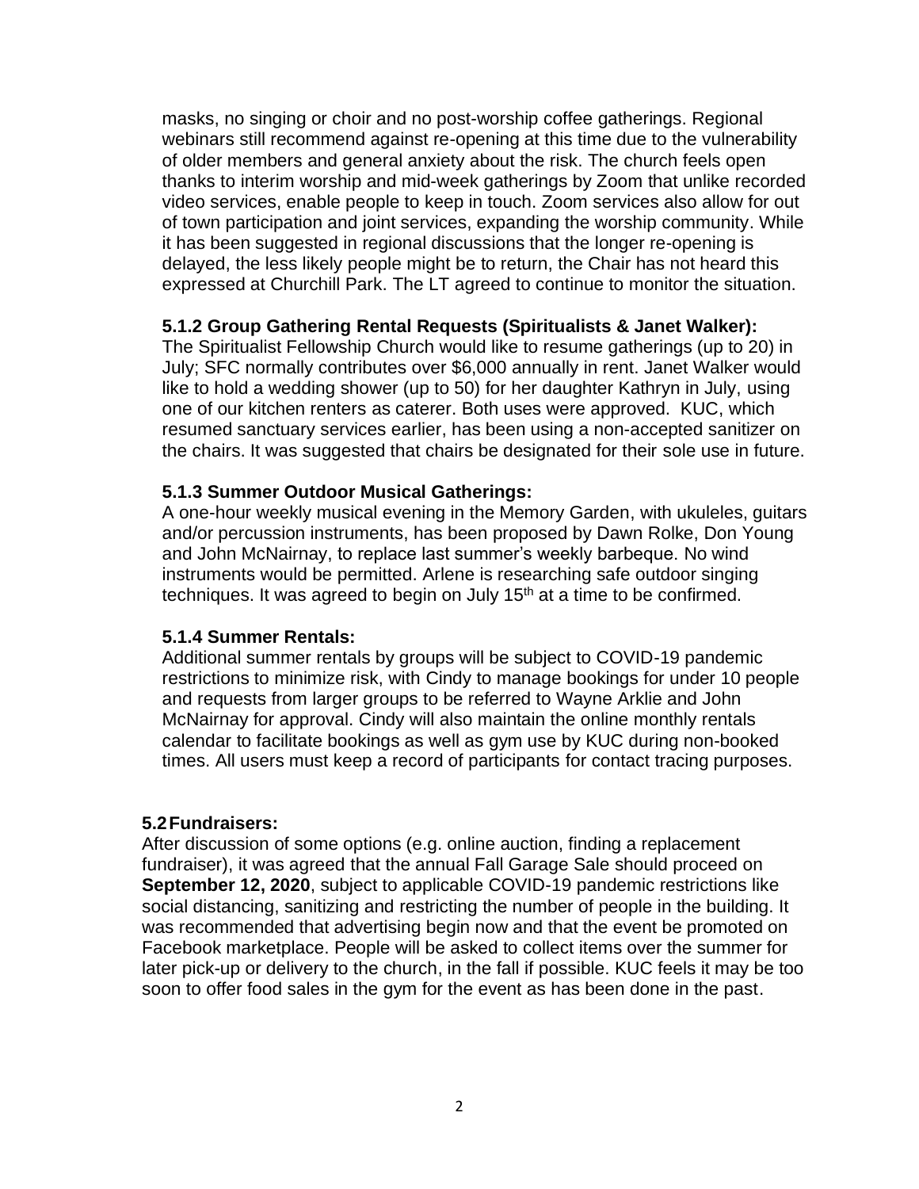masks, no singing or choir and no post-worship coffee gatherings. Regional webinars still recommend against re-opening at this time due to the vulnerability of older members and general anxiety about the risk. The church feels open thanks to interim worship and mid-week gatherings by Zoom that unlike recorded video services, enable people to keep in touch. Zoom services also allow for out of town participation and joint services, expanding the worship community. While it has been suggested in regional discussions that the longer re-opening is delayed, the less likely people might be to return, the Chair has not heard this expressed at Churchill Park. The LT agreed to continue to monitor the situation.

**5.1.2 Group Gathering Rental Requests (Spiritualists & Janet Walker):**
The Spiritualist Fellowship Church would like to resume gatherings (up to 20) in July; SFC normally contributes over $6,000 annually in rent. Janet Walker would like to hold a wedding shower (up to 50) for her daughter Kathryn in July, using one of our kitchen renters as caterer. Both uses were approved. KUC, which resumed sanctuary services earlier, has been using a non-accepted sanitizer on the chairs. It was suggested that chairs be designated for their sole use in future.

**5.1.3 Summer Outdoor Musical Gatherings:**
A one-hour weekly musical evening in the Memory Garden, with ukuleles, guitars and/or percussion instruments, has been proposed by Dawn Rolke, Don Young and John McNairnay, to replace last summer's weekly barbeque. No wind instruments would be permitted. Arlene is researching safe outdoor singing techniques. It was agreed to begin on July 15th at a time to be confirmed.

**5.1.4 Summer Rentals:**
Additional summer rentals by groups will be subject to COVID-19 pandemic restrictions to minimize risk, with Cindy to manage bookings for under 10 people and requests from larger groups to be referred to Wayne Arklie and John McNairnay for approval. Cindy will also maintain the online monthly rentals calendar to facilitate bookings as well as gym use by KUC during non-booked times. All users must keep a record of participants for contact tracing purposes.

**5.2 Fundraisers:**
After discussion of some options (e.g. online auction, finding a replacement fundraiser), it was agreed that the annual Fall Garage Sale should proceed on **September 12, 2020**, subject to applicable COVID-19 pandemic restrictions like social distancing, sanitizing and restricting the number of people in the building. It was recommended that advertising begin now and that the event be promoted on Facebook marketplace. People will be asked to collect items over the summer for later pick-up or delivery to the church, in the fall if possible. KUC feels it may be too soon to offer food sales in the gym for the event as has been done in the past.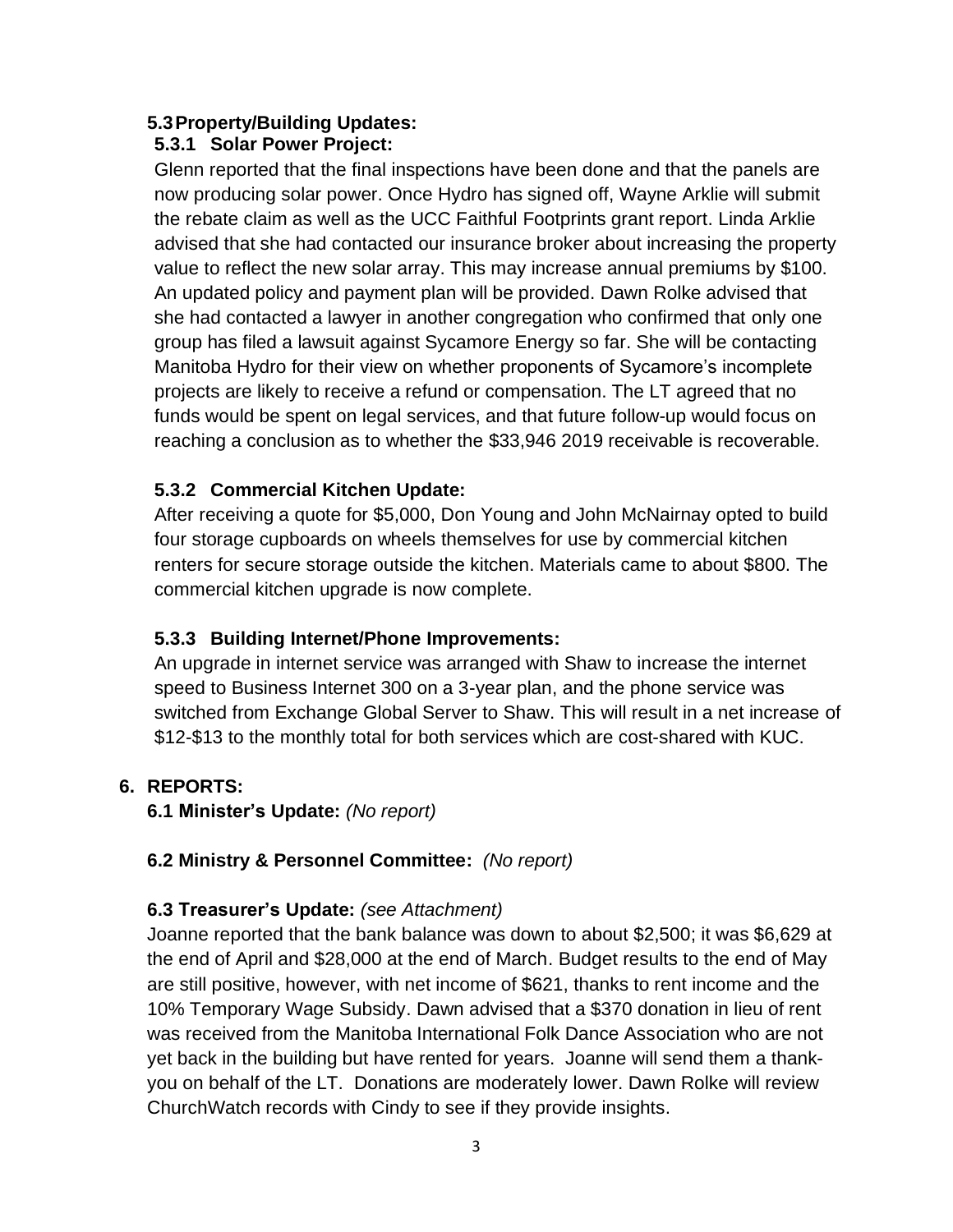### 5.3 Property/Building Updates:

#### 5.3.1 Solar Power Project:

Glenn reported that the final inspections have been done and that the panels are now producing solar power. Once Hydro has signed off, Wayne Arklie will submit the rebate claim as well as the UCC Faithful Footprints grant report. Linda Arklie advised that she had contacted our insurance broker about increasing the property value to reflect the new solar array. This may increase annual premiums by $100. An updated policy and payment plan will be provided. Dawn Rolke advised that she had contacted a lawyer in another congregation who confirmed that only one group has filed a lawsuit against Sycamore Energy so far. She will be contacting Manitoba Hydro for their view on whether proponents of Sycamore's incomplete projects are likely to receive a refund or compensation. The LT agreed that no funds would be spent on legal services, and that future follow-up would focus on reaching a conclusion as to whether the $33,946 2019 receivable is recoverable.

#### 5.3.2 Commercial Kitchen Update:

After receiving a quote for $5,000, Don Young and John McNairnay opted to build four storage cupboards on wheels themselves for use by commercial kitchen renters for secure storage outside the kitchen. Materials came to about $800. The commercial kitchen upgrade is now complete.

#### 5.3.3 Building Internet/Phone Improvements:

An upgrade in internet service was arranged with Shaw to increase the internet speed to Business Internet 300 on a 3-year plan, and the phone service was switched from Exchange Global Server to Shaw. This will result in a net increase of $12-$13 to the monthly total for both services which are cost-shared with KUC.

## 6. REPORTS:

**6.1 Minister's Update:** *(No report)*

**6.2 Ministry & Personnel Committee:** *(No report)*

**6.3 Treasurer's Update:** *(see Attachment)*

Joanne reported that the bank balance was down to about $2,500; it was $6,629 at the end of April and $28,000 at the end of March. Budget results to the end of May are still positive, however, with net income of $621, thanks to rent income and the 10% Temporary Wage Subsidy. Dawn advised that a $370 donation in lieu of rent was received from the Manitoba International Folk Dance Association who are not yet back in the building but have rented for years. Joanne will send them a thank-you on behalf of the LT. Donations are moderately lower. Dawn Rolke will review ChurchWatch records with Cindy to see if they provide insights.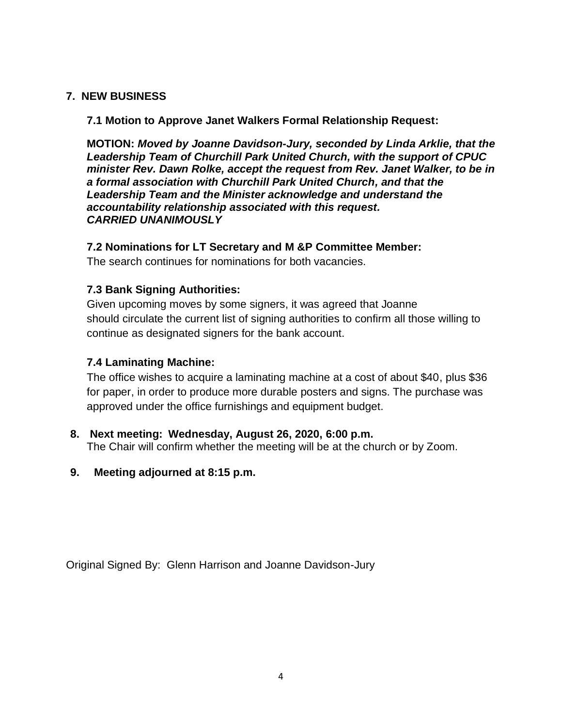## 7. NEW BUSINESS

### 7.1 Motion to Approve Janet Walkers Formal Relationship Request:

**MOTION:** ***Moved by Joanne Davidson-Jury, seconded by Linda Arklie, that the Leadership Team of Churchill Park United Church, with the support of CPUC minister Rev. Dawn Rolke, accept the request from Rev. Janet Walker, to be in a formal association with Churchill Park United Church, and that the Leadership Team and the Minister acknowledge and understand the accountability relationship associated with this request.***
***CARRIED UNANIMOUSLY***

### 7.2 Nominations for LT Secretary and M &P Committee Member:

The search continues for nominations for both vacancies.

### 7.3 Bank Signing Authorities:

Given upcoming moves by some signers, it was agreed that Joanne should circulate the current list of signing authorities to confirm all those willing to continue as designated signers for the bank account.

### 7.4 Laminating Machine:

The office wishes to acquire a laminating machine at a cost of about $40, plus $36 for paper, in order to produce more durable posters and signs. The purchase was approved under the office furnishings and equipment budget.

## 8. Next meeting: Wednesday, August 26, 2020, 6:00 p.m.

The Chair will confirm whether the meeting will be at the church or by Zoom.

## 9. Meeting adjourned at 8:15 p.m.

Original Signed By: Glenn Harrison and Joanne Davidson-Jury